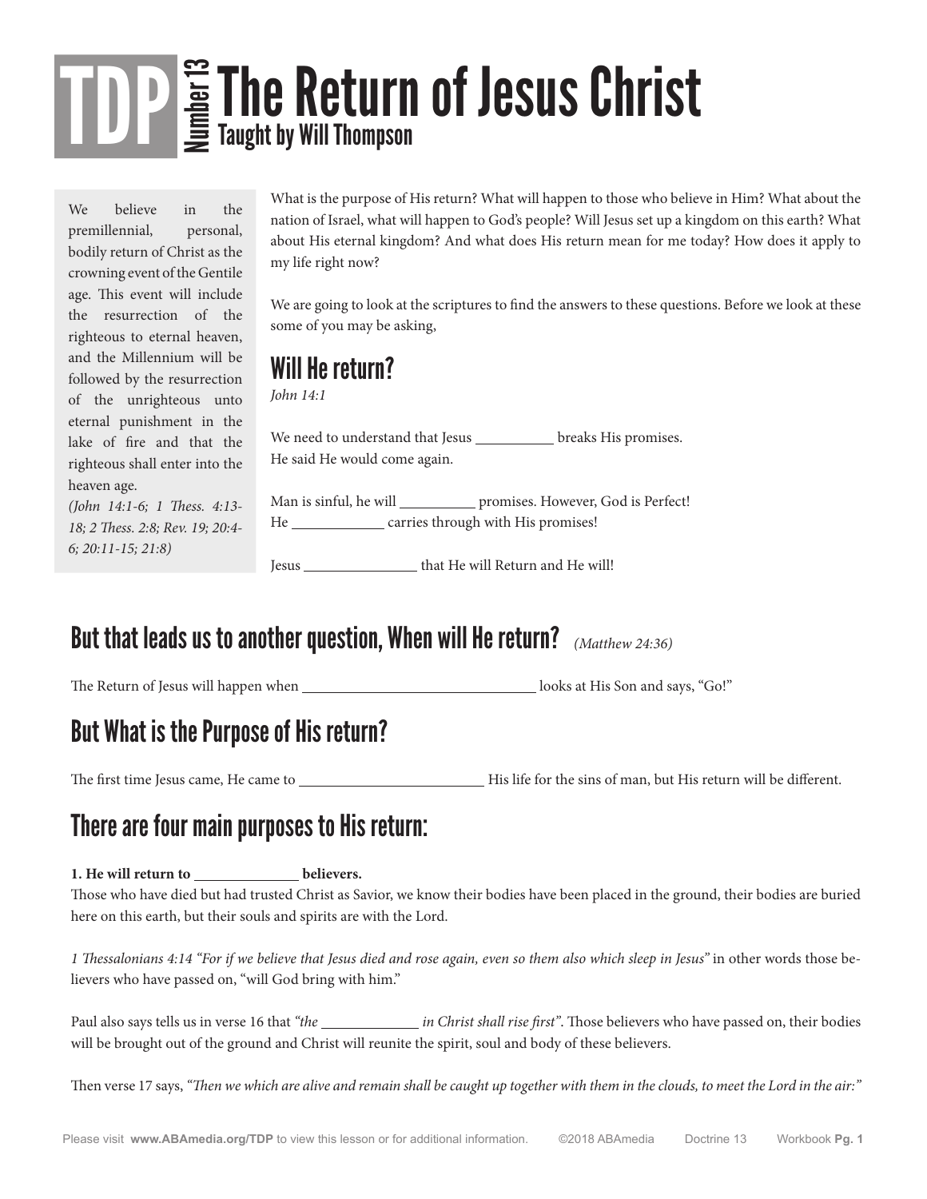# TDP Number 13 The Return of Jesus Christ

Taught by Will Thompson

We believe in the premillennial, personal, bodily return of Christ as the crowning event of the Gentile age. This event will include the resurrection of the righteous to eternal heaven, and the Millennium will be followed by the resurrection of the unrighteous unto eternal punishment in the lake of fire and that the righteous shall enter into the heaven age.
*(John 14:1-6; 1 Thess. 4:13-18; 2 Thess. 2:8; Rev. 19; 20:4-6; 20:11-15; 21:8)*

What is the purpose of His return? What will happen to those who believe in Him? What about the nation of Israel, what will happen to God's people? Will Jesus set up a kingdom on this earth? What about His eternal kingdom? And what does His return mean for me today? How does it apply to my life right now?

We are going to look at the scriptures to find the answers to these questions. Before we look at these some of you may be asking,

## Will He return?

*John 14:1*

We need to understand that Jesus __________ breaks His promises.
He said He would come again.

Man is sinful, he will __________ promises. However, God is Perfect!
He ____________ carries through with His promises!

Jesus ______________ that He will Return and He will!

## But that leads us to another question, When will He return? *(Matthew 24:36)*

The Return of Jesus will happen when ______________________________ looks at His Son and says, "Go!"

## But What is the Purpose of His return?

The first time Jesus came, He came to ________________________ His life for the sins of man, but His return will be different.

## There are four main purposes to His return:

**1. He will return to ______________ believers.**

Those who have died but had trusted Christ as Savior, we know their bodies have been placed in the ground, their bodies are buried here on this earth, but their souls and spirits are with the Lord.

*1 Thessalonians 4:14 "For if we believe that Jesus died and rose again, even so them also which sleep in Jesus"* in other words those believers who have passed on, "will God bring with him."

Paul also says tells us in verse 16 that *"the ____________ in Christ shall rise first"*. Those believers who have passed on, their bodies will be brought out of the ground and Christ will reunite the spirit, soul and body of these believers.

Then verse 17 says, *"Then we which are alive and remain shall be caught up together with them in the clouds, to meet the Lord in the air:"*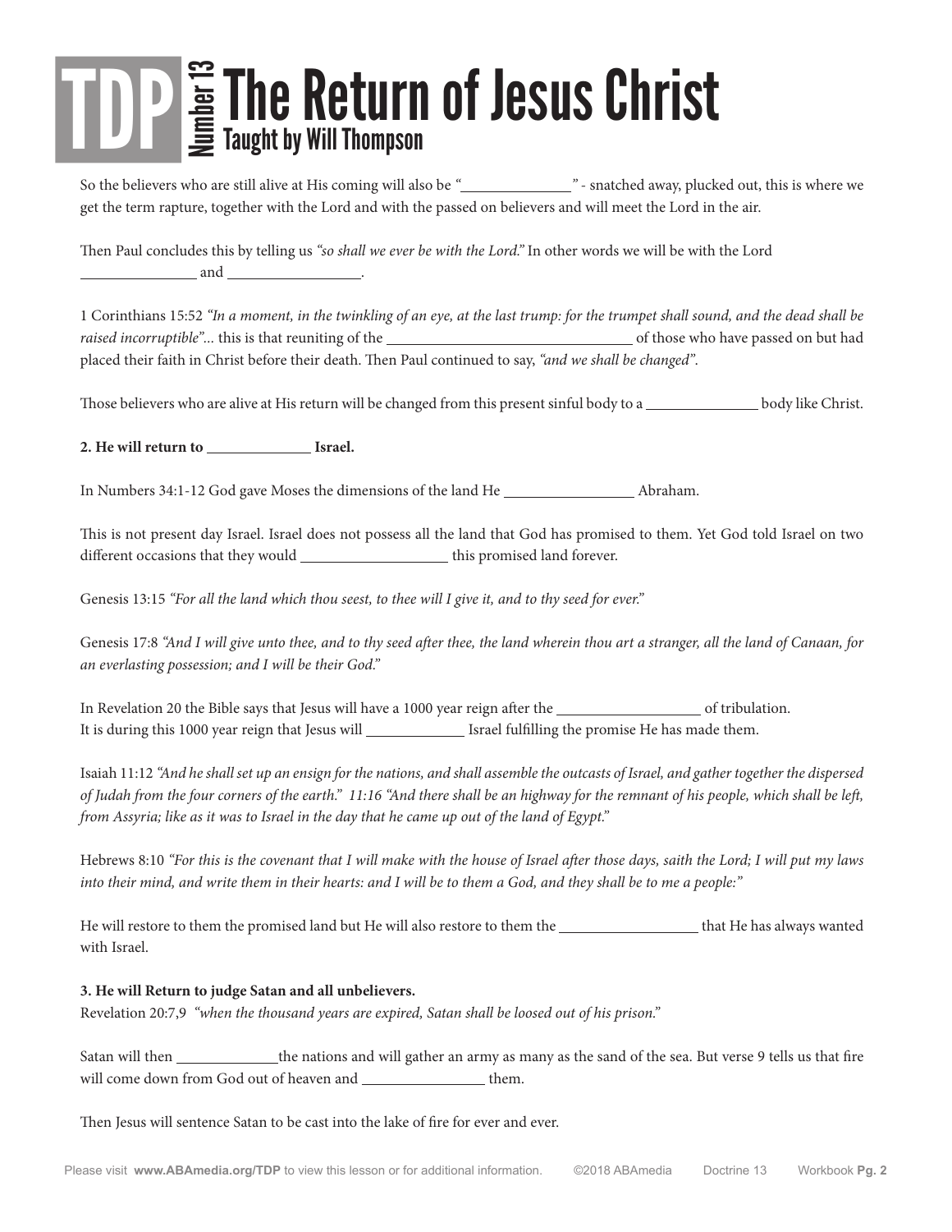# TDP Number 13 The Return of Jesus Christ

## Taught by Will Thompson

So the believers who are still alive at His coming will also be "______________" - snatched away, plucked out, this is where we get the term rapture, together with the Lord and with the passed on believers and will meet the Lord in the air.

Then Paul concludes this by telling us *"so shall we ever be with the Lord."* In other words we will be with the Lord _______________ and __________________.

1 Corinthians 15:52 *"In a moment, in the twinkling of an eye, at the last trump: for the trumpet shall sound, and the dead shall be raised incorruptible"...* this is that reuniting of the ________________________________ of those who have passed on but had placed their faith in Christ before their death. Then Paul continued to say, *"and we shall be changed".*

Those believers who are alive at His return will be changed from this present sinful body to a ______________ body like Christ.

**2. He will return to ______________ Israel.**

In Numbers 34:1-12 God gave Moses the dimensions of the land He _________________ Abraham.

This is not present day Israel. Israel does not possess all the land that God has promised to them. Yet God told Israel on two different occasions that they would ___________________ this promised land forever.

Genesis 13:15 *"For all the land which thou seest, to thee will I give it, and to thy seed for ever."*

Genesis 17:8 *"And I will give unto thee, and to thy seed after thee, the land wherein thou art a stranger, all the land of Canaan, for an everlasting possession; and I will be their God."*

In Revelation 20 the Bible says that Jesus will have a 1000 year reign after the ___________________ of tribulation.
It is during this 1000 year reign that Jesus will _____________ Israel fulfilling the promise He has made them.

Isaiah 11:12 *"And he shall set up an ensign for the nations, and shall assemble the outcasts of Israel, and gather together the dispersed of Judah from the four corners of the earth." 11:16 "And there shall be an highway for the remnant of his people, which shall be left, from Assyria; like as it was to Israel in the day that he came up out of the land of Egypt."*

Hebrews 8:10 *"For this is the covenant that I will make with the house of Israel after those days, saith the Lord; I will put my laws into their mind, and write them in their hearts: and I will be to them a God, and they shall be to me a people:"*

He will restore to them the promised land but He will also restore to them the __________________ that He has always wanted with Israel.

**3. He will Return to judge Satan and all unbelievers.**
Revelation 20:7,9 *"when the thousand years are expired, Satan shall be loosed out of his prison."*

Satan will then _____________the nations and will gather an army as many as the sand of the sea. But verse 9 tells us that fire will come down from God out of heaven and ________________ them.

Then Jesus will sentence Satan to be cast into the lake of fire for ever and ever.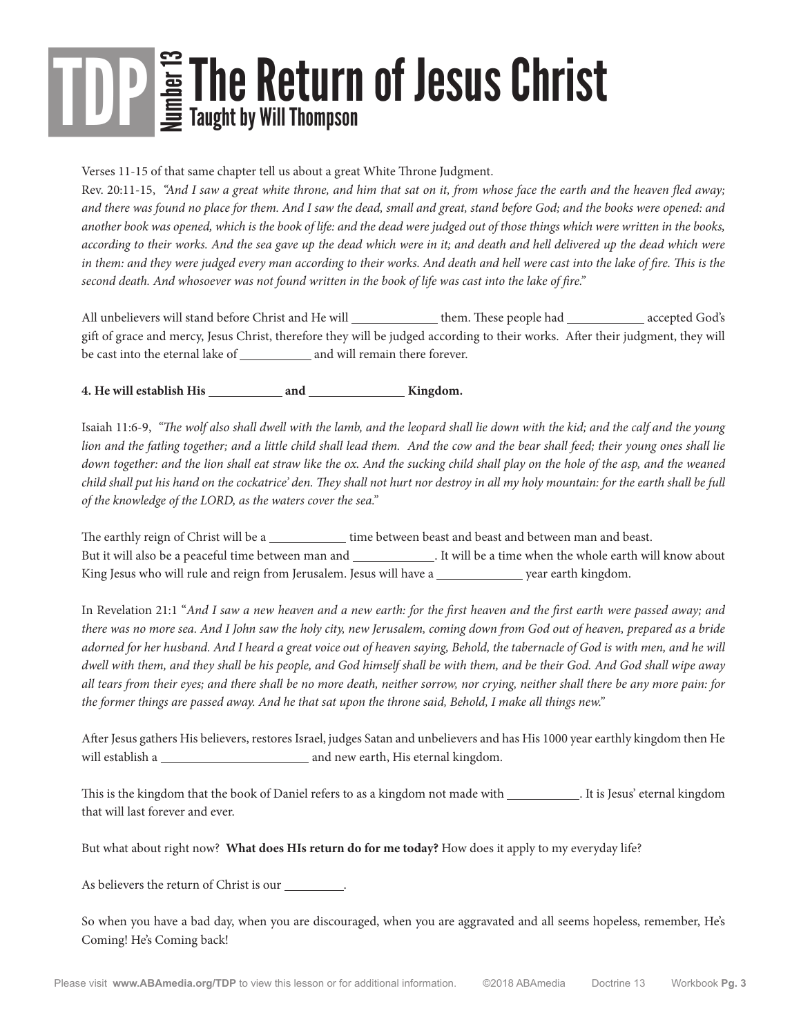Verses 11-15 of that same chapter tell us about a great White Throne Judgment.

Rev. 20:11-15, *"And I saw a great white throne, and him that sat on it, from whose face the earth and the heaven fled away; and there was found no place for them. And I saw the dead, small and great, stand before God; and the books were opened: and another book was opened, which is the book of life: and the dead were judged out of those things which were written in the books, according to their works. And the sea gave up the dead which were in it; and death and hell delivered up the dead which were in them: and they were judged every man according to their works. And death and hell were cast into the lake of fire. This is the second death. And whosoever was not found written in the book of life was cast into the lake of fire."*

All unbelievers will stand before Christ and He will ____________ them. These people had ___________ accepted God's gift of grace and mercy, Jesus Christ, therefore they will be judged according to their works. After their judgment, they will be cast into the eternal lake of __________ and will remain there forever.

**4. He will establish His ___________ and ______________ Kingdom.**

Isaiah 11:6-9, *"The wolf also shall dwell with the lamb, and the leopard shall lie down with the kid; and the calf and the young lion and the fatling together; and a little child shall lead them. And the cow and the bear shall feed; their young ones shall lie down together: and the lion shall eat straw like the ox. And the sucking child shall play on the hole of the asp, and the weaned child shall put his hand on the cockatrice' den. They shall not hurt nor destroy in all my holy mountain: for the earth shall be full of the knowledge of the LORD, as the waters cover the sea."*

The earthly reign of Christ will be a ___________ time between beast and beast and between man and beast.
But it will also be a peaceful time between man and ____________. It will be a time when the whole earth will know about King Jesus who will rule and reign from Jerusalem. Jesus will have a _____________ year earth kingdom.

In Revelation 21:1 "*And I saw a new heaven and a new earth: for the first heaven and the first earth were passed away; and there was no more sea. And I John saw the holy city, new Jerusalem, coming down from God out of heaven, prepared as a bride adorned for her husband. And I heard a great voice out of heaven saying, Behold, the tabernacle of God is with men, and he will dwell with them, and they shall be his people, and God himself shall be with them, and be their God. And God shall wipe away all tears from their eyes; and there shall be no more death, neither sorrow, nor crying, neither shall there be any more pain: for the former things are passed away. And he that sat upon the throne said, Behold, I make all things new."*

After Jesus gathers His believers, restores Israel, judges Satan and unbelievers and has His 1000 year earthly kingdom then He will establish a ______________________ and new earth, His eternal kingdom.

This is the kingdom that the book of Daniel refers to as a kingdom not made with ___________. It is Jesus' eternal kingdom that will last forever and ever.

But what about right now? **What does HIs return do for me today?** How does it apply to my everyday life?

As believers the return of Christ is our _________.

So when you have a bad day, when you are discouraged, when you are aggravated and all seems hopeless, remember, He's Coming! He's Coming back!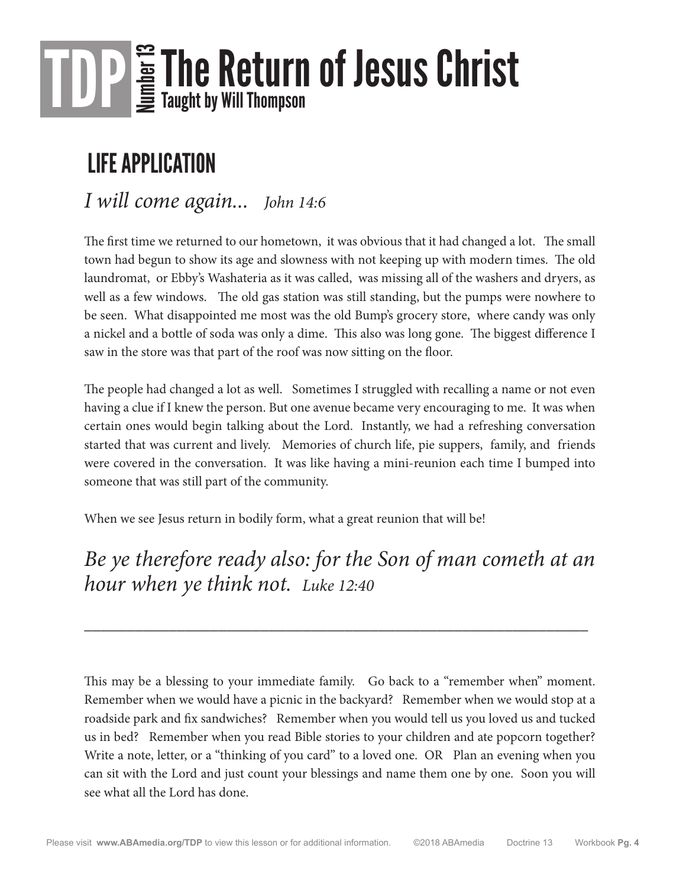# TDP Number 13 The Return of Jesus Christ

Taught by Will Thompson

## LIFE APPLICATION

*I will come again... John 14:6*

The first time we returned to our hometown, it was obvious that it had changed a lot. The small town had begun to show its age and slowness with not keeping up with modern times. The old laundromat, or Ebby's Washateria as it was called, was missing all of the washers and dryers, as well as a few windows. The old gas station was still standing, but the pumps were nowhere to be seen. What disappointed me most was the old Bump's grocery store, where candy was only a nickel and a bottle of soda was only a dime. This also was long gone. The biggest difference I saw in the store was that part of the roof was now sitting on the floor.

The people had changed a lot as well. Sometimes I struggled with recalling a name or not even having a clue if I knew the person. But one avenue became very encouraging to me. It was when certain ones would begin talking about the Lord. Instantly, we had a refreshing conversation started that was current and lively. Memories of church life, pie suppers, family, and friends were covered in the conversation. It was like having a mini-reunion each time I bumped into someone that was still part of the community.

When we see Jesus return in bodily form, what a great reunion that will be!

*Be ye therefore ready also: for the Son of man cometh at an hour when ye think not. Luke 12:40*

---

This may be a blessing to your immediate family. Go back to a "remember when" moment. Remember when we would have a picnic in the backyard? Remember when we would stop at a roadside park and fix sandwiches? Remember when you would tell us you loved us and tucked us in bed? Remember when you read Bible stories to your children and ate popcorn together? Write a note, letter, or a "thinking of you card" to a loved one. OR Plan an evening when you can sit with the Lord and just count your blessings and name them one by one. Soon you will see what all the Lord has done.